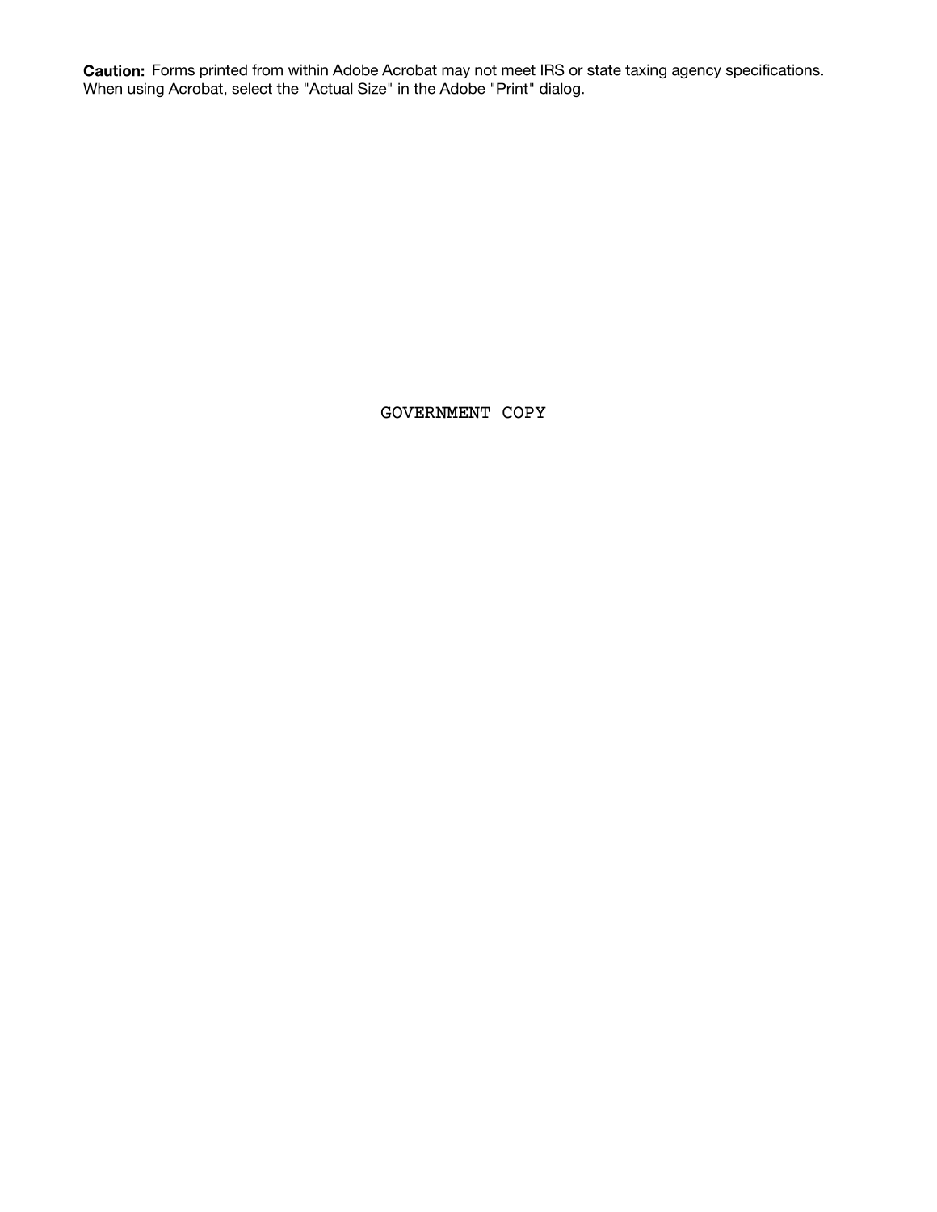**Caution:** Forms printed from within Adobe Acrobat may not meet IRS or state taxing agency specifications. When using Acrobat, select the "Actual Size" in the Adobe "Print" dialog.

GOVERNMENT COPY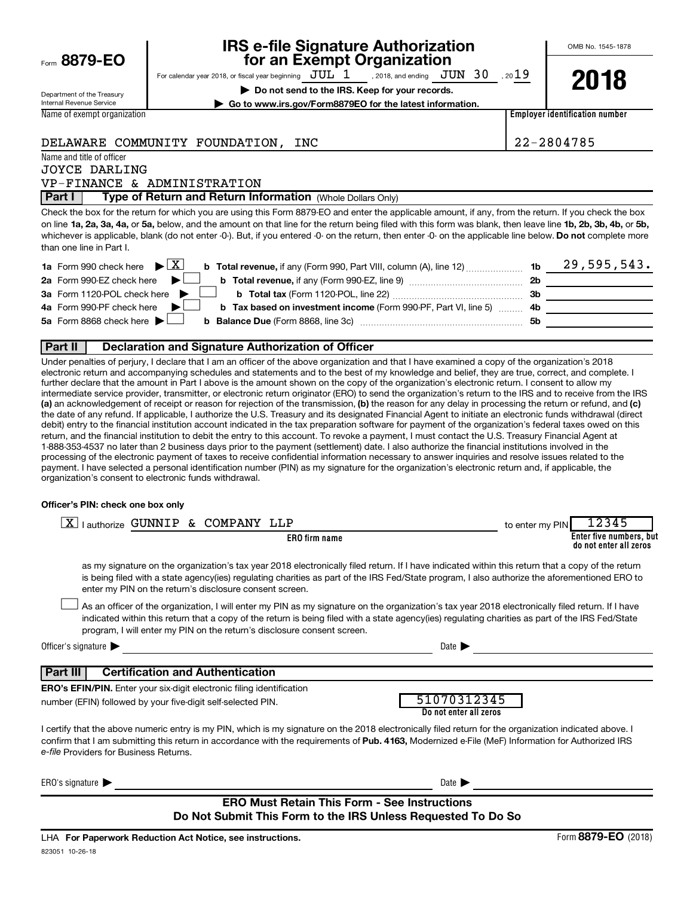Form **8879-EO**

Department of the Treasury
Internal Revenue Service

# IRS e-file Signature Authorization for an Exempt Organization

For calendar year 2018, or fiscal year beginning JUL 1, 2018, and ending JUN 30, 2019

▶ **Do not send to the IRS. Keep for your records.**

▶ **Go to www.irs.gov/Form8879EO for the latest information.**

OMB No. 1545-1878

**2018**

| Name of exempt organization | Employer identification number |
|---|---|
| DELAWARE COMMUNITY FOUNDATION, INC | 22-2804785 |

Name and title of officer
JOYCE DARLING
VP-FINANCE & ADMINISTRATION

## Part I — Type of Return and Return Information (Whole Dollars Only)

Check the box for the return for which you are using this Form 8879-EO and enter the applicable amount, if any, from the return. If you check the box on line **1a, 2a, 3a, 4a,** or **5a,** below, and the amount on that line for the return being filed with this form was blank, then leave line **1b, 2b, 3b, 4b,** or **5b,** whichever is applicable, blank (do not enter -0-). But, if you entered -0- on the return, then enter -0- on the applicable line below. **Do not** complete more than one line in Part I.

| | | | |
|---|---|---|---|
| **1a** Form 990 check here ▶ [X] | **b Total revenue,** if any (Form 990, Part VIII, column (A), line 12) | **1b** | 29,595,543. |
| **2a** Form 990-EZ check here ▶ [ ] | **b Total revenue,** if any (Form 990-EZ, line 9) | **2b** | |
| **3a** Form 1120-POL check here ▶ [ ] | **b Total tax** (Form 1120-POL, line 22) | **3b** | |
| **4a** Form 990-PF check here ▶ [ ] | **b Tax based on investment income** (Form 990-PF, Part VI, line 5) | **4b** | |
| **5a** Form 8868 check here ▶ [ ] | **b Balance Due** (Form 8868, line 3c) | **5b** | |

## Part II — Declaration and Signature Authorization of Officer

Under penalties of perjury, I declare that I am an officer of the above organization and that I have examined a copy of the organization's 2018 electronic return and accompanying schedules and statements and to the best of my knowledge and belief, they are true, correct, and complete. I further declare that the amount in Part I above is the amount shown on the copy of the organization's electronic return. I consent to allow my intermediate service provider, transmitter, or electronic return originator (ERO) to send the organization's return to the IRS and to receive from the IRS **(a)** an acknowledgement of receipt or reason for rejection of the transmission, **(b)** the reason for any delay in processing the return or refund, and **(c)** the date of any refund. If applicable, I authorize the U.S. Treasury and its designated Financial Agent to initiate an electronic funds withdrawal (direct debit) entry to the financial institution account indicated in the tax preparation software for payment of the organization's federal taxes owed on this return, and the financial institution to debit the entry to this account. To revoke a payment, I must contact the U.S. Treasury Financial Agent at 1-888-353-4537 no later than 2 business days prior to the payment (settlement) date. I also authorize the financial institutions involved in the processing of the electronic payment of taxes to receive confidential information necessary to answer inquiries and resolve issues related to the payment. I have selected a personal identification number (PIN) as my signature for the organization's electronic return and, if applicable, the organization's consent to electronic funds withdrawal.

**Officer's PIN: check one box only**

[X] I authorize GUNNIP & COMPANY LLP (**ERO firm name**) to enter my PIN 12345 (**Enter five numbers, but do not enter all zeros**)

as my signature on the organization's tax year 2018 electronically filed return. If I have indicated within this return that a copy of the return is being filed with a state agency(ies) regulating charities as part of the IRS Fed/State program, I also authorize the aforementioned ERO to enter my PIN on the return's disclosure consent screen.

[ ] As an officer of the organization, I will enter my PIN as my signature on the organization's tax year 2018 electronically filed return. If I have indicated within this return that a copy of the return is being filed with a state agency(ies) regulating charities as part of the IRS Fed/State program, I will enter my PIN on the return's disclosure consent screen.

Officer's signature ▶ ______________________ Date ▶ ______________

## Part III — Certification and Authentication

**ERO's EFIN/PIN.** Enter your six-digit electronic filing identification number (EFIN) followed by your five-digit self-selected PIN. 51070312345 (**Do not enter all zeros**)

I certify that the above numeric entry is my PIN, which is my signature on the 2018 electronically filed return for the organization indicated above. I confirm that I am submitting this return in accordance with the requirements of **Pub. 4163,** Modernized e-File (MeF) Information for Authorized IRS *e-file* Providers for Business Returns.

ERO's signature ▶ ______________________ Date ▶ ______________

**ERO Must Retain This Form - See Instructions**
**Do Not Submit This Form to the IRS Unless Requested To Do So**

LHA **For Paperwork Reduction Act Notice, see instructions.** Form **8879-EO** (2018)

823051 10-26-18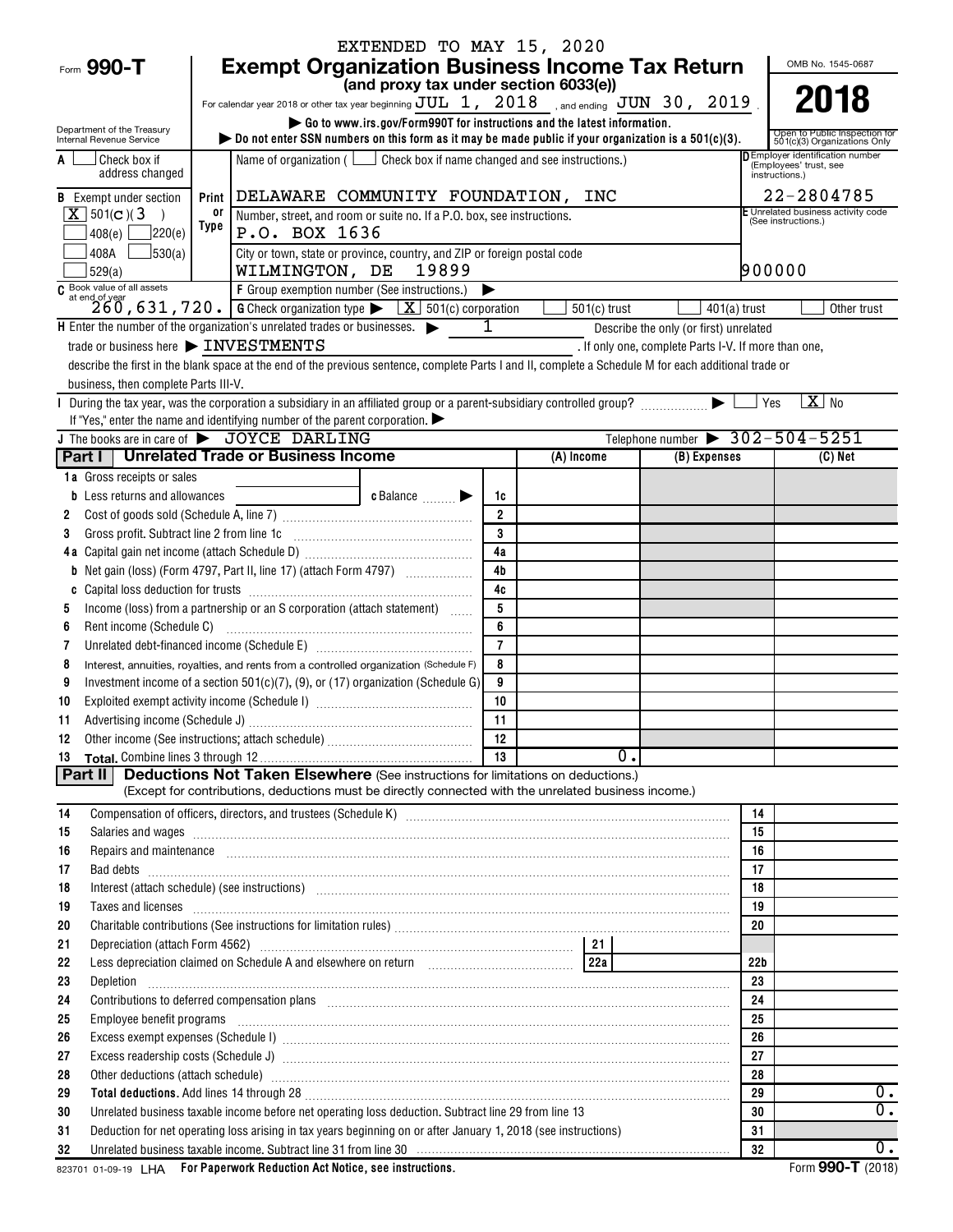EXTENDED TO MAY 15, 2020

# Form 990-T Exempt Organization Business Income Tax Return

**(and proxy tax under section 6033(e))**

For calendar year 2018 or other tax year beginning JUL 1, 2018, and ending JUN 30, 2019.

▶ Go to www.irs.gov/Form990T for instructions and the latest information.

▶ Do not enter SSN numbers on this form as it may be made public if your organization is a 501(c)(3).

Department of the Treasury Internal Revenue Service

OMB No. 1545-0687

**2018**

Open to Public Inspection for 501(c)(3) Organizations Only

A [ ] Check box if address changed

Name of organization ( [ ] Check box if name changed and see instructions.)

B Exempt under section [X] 501(c)(3) [ ] 408(e) [ ] 220(e) [ ] 408A [ ] 530(a) [ ] 529(a)

Print or Type: DELAWARE COMMUNITY FOUNDATION, INC

Number, street, and room or suite no. If a P.O. box, see instructions.
P.O. BOX 1636

City or town, state or province, country, and ZIP or foreign postal code
WILMINGTON, DE 19899

D Employer identification number (Employees' trust, see instructions.): 22-2804785

E Unrelated business activity code (See instructions.): 900000

C Book value of all assets at end of year: 260,631,720.

F Group exemption number (See instructions.) ▶

G Check organization type ▶ [X] 501(c) corporation [ ] 501(c) trust [ ] 401(a) trust [ ] Other trust

H Enter the number of the organization's unrelated trades or businesses. ▶ 1 Describe the only (or first) unrelated trade or business here ▶ INVESTMENTS. If only one, complete Parts I-V. If more than one, describe the first in the blank space at the end of the previous sentence, complete Parts I and II, complete a Schedule M for each additional trade or business, then complete Parts III-V.

I During the tax year, was the corporation a subsidiary in an affiliated group or a parent-subsidiary controlled group? ▶ [ ] Yes [X] No

If "Yes," enter the name and identifying number of the parent corporation. ▶

J The books are in care of ▶ JOYCE DARLING Telephone number ▶ 302-504-5251

## Part I Unrelated Trade or Business Income

| | | | (A) Income | (B) Expenses | (C) Net |
|---|---|---|---|---|---|
| 1a | Gross receipts or sales | | | | |
| b | Less returns and allowances c Balance ▶ | 1c | | | |
| 2 | Cost of goods sold (Schedule A, line 7) | 2 | | | |
| 3 | Gross profit. Subtract line 2 from line 1c | 3 | | | |
| 4a | Capital gain net income (attach Schedule D) | 4a | | | |
| b | Net gain (loss) (Form 4797, Part II, line 17) (attach Form 4797) | 4b | | | |
| c | Capital loss deduction for trusts | 4c | | | |
| 5 | Income (loss) from a partnership or an S corporation (attach statement) | 5 | | | |
| 6 | Rent income (Schedule C) | 6 | | | |
| 7 | Unrelated debt-financed income (Schedule E) | 7 | | | |
| 8 | Interest, annuities, royalties, and rents from a controlled organization (Schedule F) | 8 | | | |
| 9 | Investment income of a section 501(c)(7), (9), or (17) organization (Schedule G) | 9 | | | |
| 10 | Exploited exempt activity income (Schedule I) | 10 | | | |
| 11 | Advertising income (Schedule J) | 11 | | | |
| 12 | Other income (See instructions; attach schedule) | 12 | | | |
| 13 | **Total.** Combine lines 3 through 12 | 13 | 0. | | |

## Part II Deductions Not Taken Elsewhere (See instructions for limitations on deductions.)

(Except for contributions, deductions must be directly connected with the unrelated business income.)

| | | | |
|---|---|---|---|
| 14 | Compensation of officers, directors, and trustees (Schedule K) | 14 | |
| 15 | Salaries and wages | 15 | |
| 16 | Repairs and maintenance | 16 | |
| 17 | Bad debts | 17 | |
| 18 | Interest (attach schedule) (see instructions) | 18 | |
| 19 | Taxes and licenses | 19 | |
| 20 | Charitable contributions (See instructions for limitation rules) | 20 | |
| 21 | Depreciation (attach Form 4562) — 21 | | |
| 22 | Less depreciation claimed on Schedule A and elsewhere on return — 22a | 22b | |
| 23 | Depletion | 23 | |
| 24 | Contributions to deferred compensation plans | 24 | |
| 25 | Employee benefit programs | 25 | |
| 26 | Excess exempt expenses (Schedule I) | 26 | |
| 27 | Excess readership costs (Schedule J) | 27 | |
| 28 | Other deductions (attach schedule) | 28 | |
| 29 | **Total deductions.** Add lines 14 through 28 | 29 | 0. |
| 30 | Unrelated business taxable income before net operating loss deduction. Subtract line 29 from line 13 | 30 | 0. |
| 31 | Deduction for net operating loss arising in tax years beginning on or after January 1, 2018 (see instructions) | 31 | |
| 32 | Unrelated business taxable income. Subtract line 31 from line 30 | 32 | 0. |

823701 01-09-19 LHA **For Paperwork Reduction Act Notice, see instructions.** Form **990-T** (2018)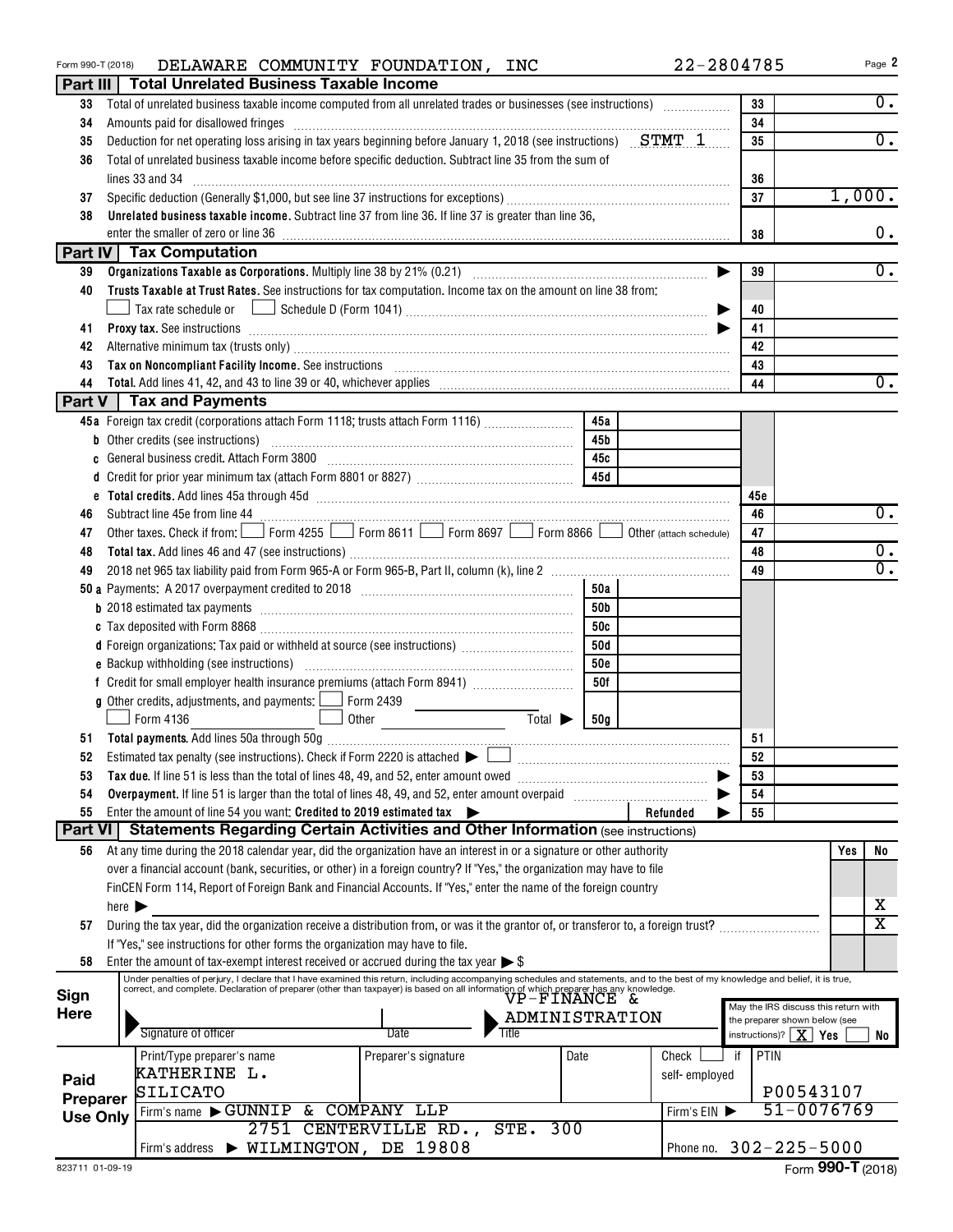Form 990-T (2018) DELAWARE COMMUNITY FOUNDATION, INC 22-2804785

## Part III Total Unrelated Business Taxable Income

| | | | |
|---|---|---|---|
| 33 | Total of unrelated business taxable income computed from all unrelated trades or businesses (see instructions) | 33 | 0. |
| 34 | Amounts paid for disallowed fringes | 34 | |
| 35 | Deduction for net operating loss arising in tax years beginning before January 1, 2018 (see instructions) STMT 1 | 35 | 0. |
| 36 | Total of unrelated business taxable income before specific deduction. Subtract line 35 from the sum of lines 33 and 34 | 36 | |
| 37 | Specific deduction (Generally $1,000, but see line 37 instructions for exceptions) | 37 | 1,000. |
| 38 | **Unrelated business taxable income.** Subtract line 37 from line 36. If line 37 is greater than line 36, enter the smaller of zero or line 36 | 38 | 0. |

## Part IV Tax Computation

| | | | |
|---|---|---|---|
| 39 | **Organizations Taxable as Corporations.** Multiply line 38 by 21% (0.21) | 39 | 0. |
| 40 | **Trusts Taxable at Trust Rates.** See instructions for tax computation. Income tax on the amount on line 38 from: ☐ Tax rate schedule or ☐ Schedule D (Form 1041) | 40 | |
| 41 | **Proxy tax.** See instructions | 41 | |
| 42 | Alternative minimum tax (trusts only) | 42 | |
| 43 | **Tax on Noncompliant Facility Income.** See instructions | 43 | |
| 44 | **Total.** Add lines 41, 42, and 43 to line 39 or 40, whichever applies | 44 | 0. |

## Part V Tax and Payments

| | | | | | |
|---|---|---|---|---|---|
| 45a | Foreign tax credit (corporations attach Form 1118; trusts attach Form 1116) | 45a | | | |
| b | Other credits (see instructions) | 45b | | | |
| c | General business credit. Attach Form 3800 | 45c | | | |
| d | Credit for prior year minimum tax (attach Form 8801 or 8827) | 45d | | | |
| e | **Total credits.** Add lines 45a through 45d | | | 45e | |
| 46 | Subtract line 45e from line 44 | | | 46 | 0. |
| 47 | Other taxes. Check if from: ☐ Form 4255 ☐ Form 8611 ☐ Form 8697 ☐ Form 8866 ☐ Other (attach schedule) | | | 47 | |
| 48 | **Total tax.** Add lines 46 and 47 (see instructions) | | | 48 | 0. |
| 49 | 2018 net 965 tax liability paid from Form 965-A or Form 965-B, Part II, column (k), line 2 | | | 49 | 0. |
| 50a | Payments: A 2017 overpayment credited to 2018 | 50a | | | |
| b | 2018 estimated tax payments | 50b | | | |
| c | Tax deposited with Form 8868 | 50c | | | |
| d | Foreign organizations: Tax paid or withheld at source (see instructions) | 50d | | | |
| e | Backup withholding (see instructions) | 50e | | | |
| f | Credit for small employer health insurance premiums (attach Form 8941) | 50f | | | |
| g | Other credits, adjustments, and payments: ☐ Form 2439 ☐ Form 4136 ☐ Other Total ▶ | 50g | | | |
| 51 | **Total payments.** Add lines 50a through 50g | | | 51 | |
| 52 | Estimated tax penalty (see instructions). Check if Form 2220 is attached ▶ ☐ | | | 52 | |
| 53 | **Tax due.** If line 51 is less than the total of lines 48, 49, and 52, enter amount owed | | | 53 | |
| 54 | **Overpayment.** If line 51 is larger than the total of lines 48, 49, and 52, enter amount overpaid | | | 54 | |
| 55 | Enter the amount of line 54 you want: **Credited to 2019 estimated tax** ▶ | | Refunded ▶ | 55 | |

## Part VI Statements Regarding Certain Activities and Other Information (see instructions)

| | | Yes | No |
|---|---|---|---|
| 56 | At any time during the 2018 calendar year, did the organization have an interest in or a signature or other authority over a financial account (bank, securities, or other) in a foreign country? If "Yes," the organization may have to file FinCEN Form 114, Report of Foreign Bank and Financial Accounts. If "Yes," enter the name of the foreign country here ▶ | | X |
| 57 | During the tax year, did the organization receive a distribution from, or was it the grantor of, or transferor to, a foreign trust? If "Yes," see instructions for other forms the organization may have to file. | | X |
| 58 | Enter the amount of tax-exempt interest received or accrued during the tax year ▶ $ | | |

**Sign Here**

Under penalties of perjury, I declare that I have examined this return, including accompanying schedules and statements, and to the best of my knowledge and belief, it is true, correct, and complete. Declaration of preparer (other than taxpayer) is based on all information of which preparer has any knowledge.

Signature of officer | Date | Title: VP-FINANCE & ADMINISTRATION

May the IRS discuss this return with the preparer shown below (see instructions)? ☒ Yes ☐ No

**Paid Preparer Use Only**

| Print/Type preparer's name | Preparer's signature | Date | Check ☐ if self-employed | PTIN |
|---|---|---|---|---|
| KATHERINE L. SILICATO | | | | P00543107 |
| Firm's name ▶ GUNNIP & COMPANY LLP | | | Firm's EIN ▶ 51-0076769 | |
| Firm's address ▶ 2751 CENTERVILLE RD., STE. 300 WILMINGTON, DE 19808 | | | Phone no. 302-225-5000 | |

823711 01-09-19 Form **990-T** (2018)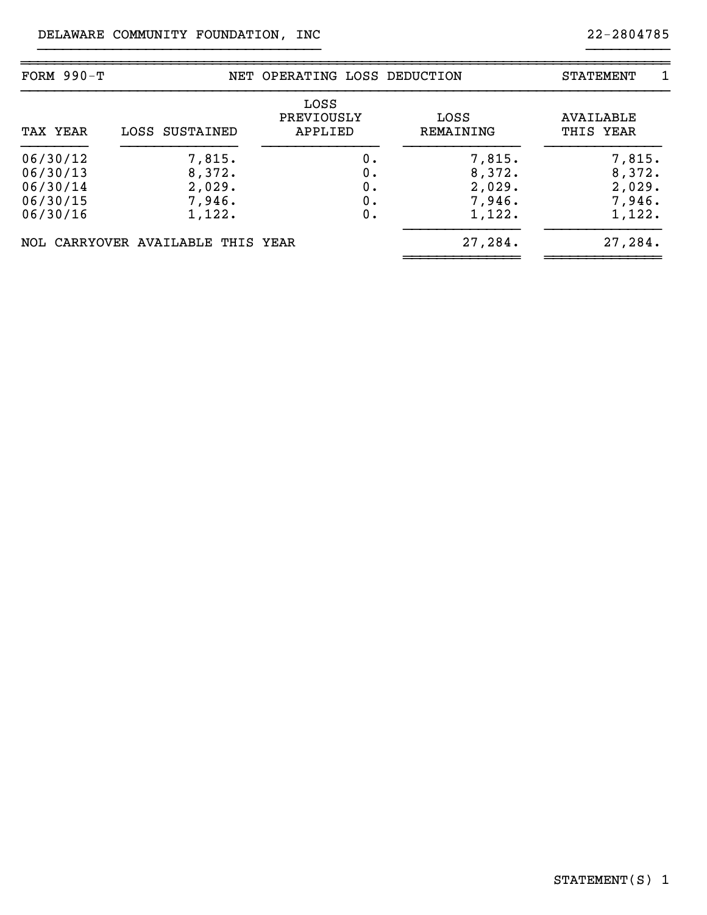DELAWARE COMMUNITY FOUNDATION, INC 22-2804785

| FORM 990-T | NET OPERATING LOSS DEDUCTION | | STATEMENT 1 | |
|---|---|---|---|---|

| TAX YEAR | LOSS SUSTAINED | LOSS PREVIOUSLY APPLIED | LOSS REMAINING | AVAILABLE THIS YEAR |
|---|---|---|---|---|
| 06/30/12 | 7,815. | 0. | 7,815. | 7,815. |
| 06/30/13 | 8,372. | 0. | 8,372. | 8,372. |
| 06/30/14 | 2,029. | 0. | 2,029. | 2,029. |
| 06/30/15 | 7,946. | 0. | 7,946. | 7,946. |
| 06/30/16 | 1,122. | 0. | 1,122. | 1,122. |
| NOL CARRYOVER AVAILABLE THIS YEAR | | | 27,284. | 27,284. |

STATEMENT(S) 1